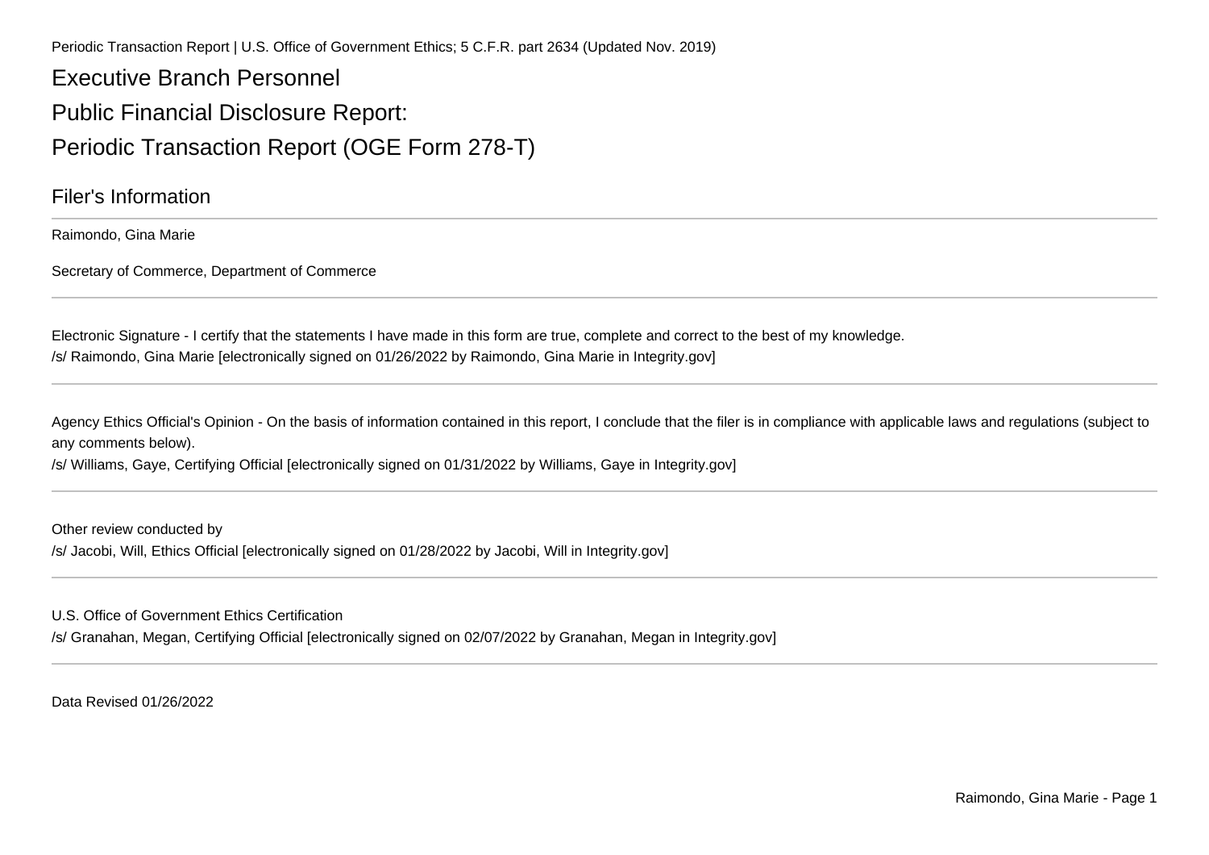Periodic Transaction Report | U.S. Office of Government Ethics; 5 C.F.R. part 2634 (Updated Nov. 2019)

# Executive Branch Personnel

# Public Financial Disclosure Report:

# Periodic Transaction Report (OGE Form 278-T)

## Filer's Information

Raimondo, Gina Marie

Secretary of Commerce, Department of Commerce

---

Electronic Signature - I certify that the statements I have made in this form are true, complete and correct to the best of my knowledge.

/s/ Raimondo, Gina Marie [electronically signed on 01/26/2022 by Raimondo, Gina Marie in Integrity.gov]

---

Agency Ethics Official's Opinion - On the basis of information contained in this report, I conclude that the filer is in compliance with applicable laws and regulations (subject to any comments below).

/s/ Williams, Gaye, Certifying Official [electronically signed on 01/31/2022 by Williams, Gaye in Integrity.gov]

---

Other review conducted by

/s/ Jacobi, Will, Ethics Official [electronically signed on 01/28/2022 by Jacobi, Will in Integrity.gov]

---

U.S. Office of Government Ethics Certification

/s/ Granahan, Megan, Certifying Official [electronically signed on 02/07/2022 by Granahan, Megan in Integrity.gov]

---

Data Revised 01/26/2022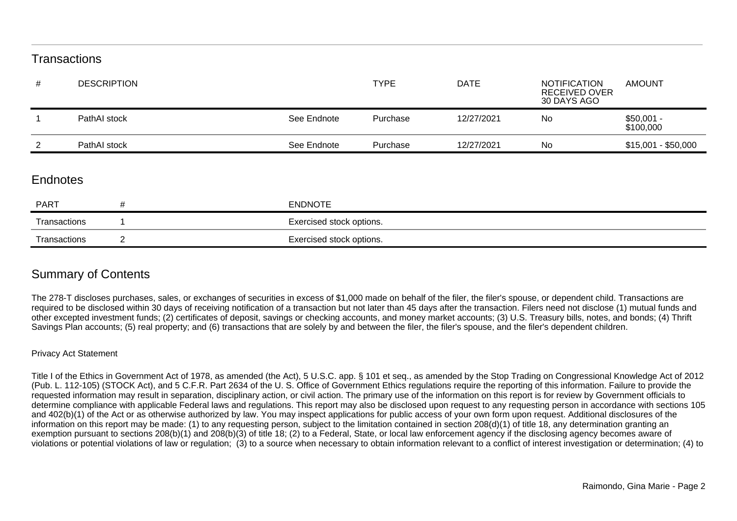## Transactions

| # | DESCRIPTION | | TYPE | DATE | NOTIFICATION RECEIVED OVER 30 DAYS AGO | AMOUNT |
|---|---|---|---|---|---|---|
| 1 | PathAI stock | See Endnote | Purchase | 12/27/2021 | No | $50,001 - $100,000 |
| 2 | PathAI stock | See Endnote | Purchase | 12/27/2021 | No | $15,001 - $50,000 |

## Endnotes

| PART | # | ENDNOTE |
|---|---|---|
| Transactions | 1 | Exercised stock options. |
| Transactions | 2 | Exercised stock options. |

## Summary of Contents

The 278-T discloses purchases, sales, or exchanges of securities in excess of $1,000 made on behalf of the filer, the filer's spouse, or dependent child. Transactions are required to be disclosed within 30 days of receiving notification of a transaction but not later than 45 days after the transaction. Filers need not disclose (1) mutual funds and other excepted investment funds; (2) certificates of deposit, savings or checking accounts, and money market accounts; (3) U.S. Treasury bills, notes, and bonds; (4) Thrift Savings Plan accounts; (5) real property; and (6) transactions that are solely by and between the filer, the filer's spouse, and the filer's dependent children.

Privacy Act Statement

Title I of the Ethics in Government Act of 1978, as amended (the Act), 5 U.S.C. app. § 101 et seq., as amended by the Stop Trading on Congressional Knowledge Act of 2012 (Pub. L. 112-105) (STOCK Act), and 5 C.F.R. Part 2634 of the U. S. Office of Government Ethics regulations require the reporting of this information. Failure to provide the requested information may result in separation, disciplinary action, or civil action. The primary use of the information on this report is for review by Government officials to determine compliance with applicable Federal laws and regulations. This report may also be disclosed upon request to any requesting person in accordance with sections 105 and 402(b)(1) of the Act or as otherwise authorized by law. You may inspect applications for public access of your own form upon request. Additional disclosures of the information on this report may be made: (1) to any requesting person, subject to the limitation contained in section 208(d)(1) of title 18, any determination granting an exemption pursuant to sections 208(b)(1) and 208(b)(3) of title 18; (2) to a Federal, State, or local law enforcement agency if the disclosing agency becomes aware of violations or potential violations of law or regulation; (3) to a source when necessary to obtain information relevant to a conflict of interest investigation or determination; (4) to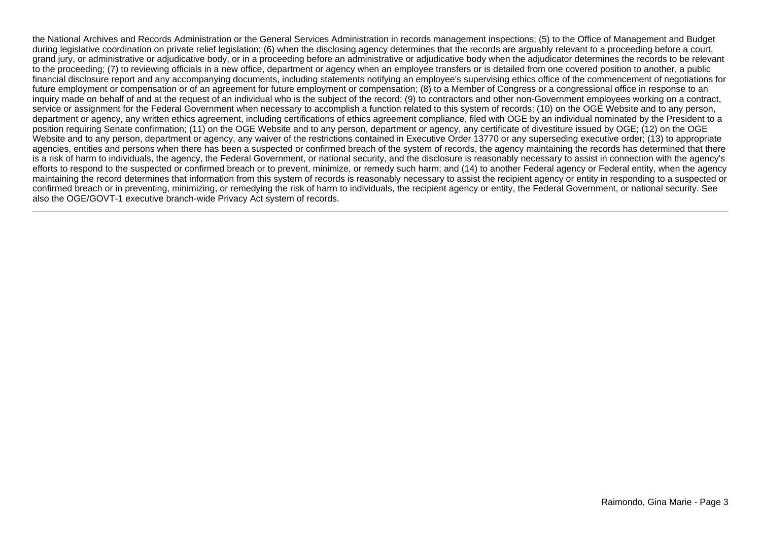the National Archives and Records Administration or the General Services Administration in records management inspections; (5) to the Office of Management and Budget during legislative coordination on private relief legislation; (6) when the disclosing agency determines that the records are arguably relevant to a proceeding before a court, grand jury, or administrative or adjudicative body, or in a proceeding before an administrative or adjudicative body when the adjudicator determines the records to be relevant to the proceeding; (7) to reviewing officials in a new office, department or agency when an employee transfers or is detailed from one covered position to another, a public financial disclosure report and any accompanying documents, including statements notifying an employee's supervising ethics office of the commencement of negotiations for future employment or compensation or of an agreement for future employment or compensation; (8) to a Member of Congress or a congressional office in response to an inquiry made on behalf of and at the request of an individual who is the subject of the record; (9) to contractors and other non-Government employees working on a contract, service or assignment for the Federal Government when necessary to accomplish a function related to this system of records; (10) on the OGE Website and to any person, department or agency, any written ethics agreement, including certifications of ethics agreement compliance, filed with OGE by an individual nominated by the President to a position requiring Senate confirmation; (11) on the OGE Website and to any person, department or agency, any certificate of divestiture issued by OGE; (12) on the OGE Website and to any person, department or agency, any waiver of the restrictions contained in Executive Order 13770 or any superseding executive order; (13) to appropriate agencies, entities and persons when there has been a suspected or confirmed breach of the system of records, the agency maintaining the records has determined that there is a risk of harm to individuals, the agency, the Federal Government, or national security, and the disclosure is reasonably necessary to assist in connection with the agency's efforts to respond to the suspected or confirmed breach or to prevent, minimize, or remedy such harm; and (14) to another Federal agency or Federal entity, when the agency maintaining the record determines that information from this system of records is reasonably necessary to assist the recipient agency or entity in responding to a suspected or confirmed breach or in preventing, minimizing, or remedying the risk of harm to individuals, the recipient agency or entity, the Federal Government, or national security. See also the OGE/GOVT-1 executive branch-wide Privacy Act system of records.